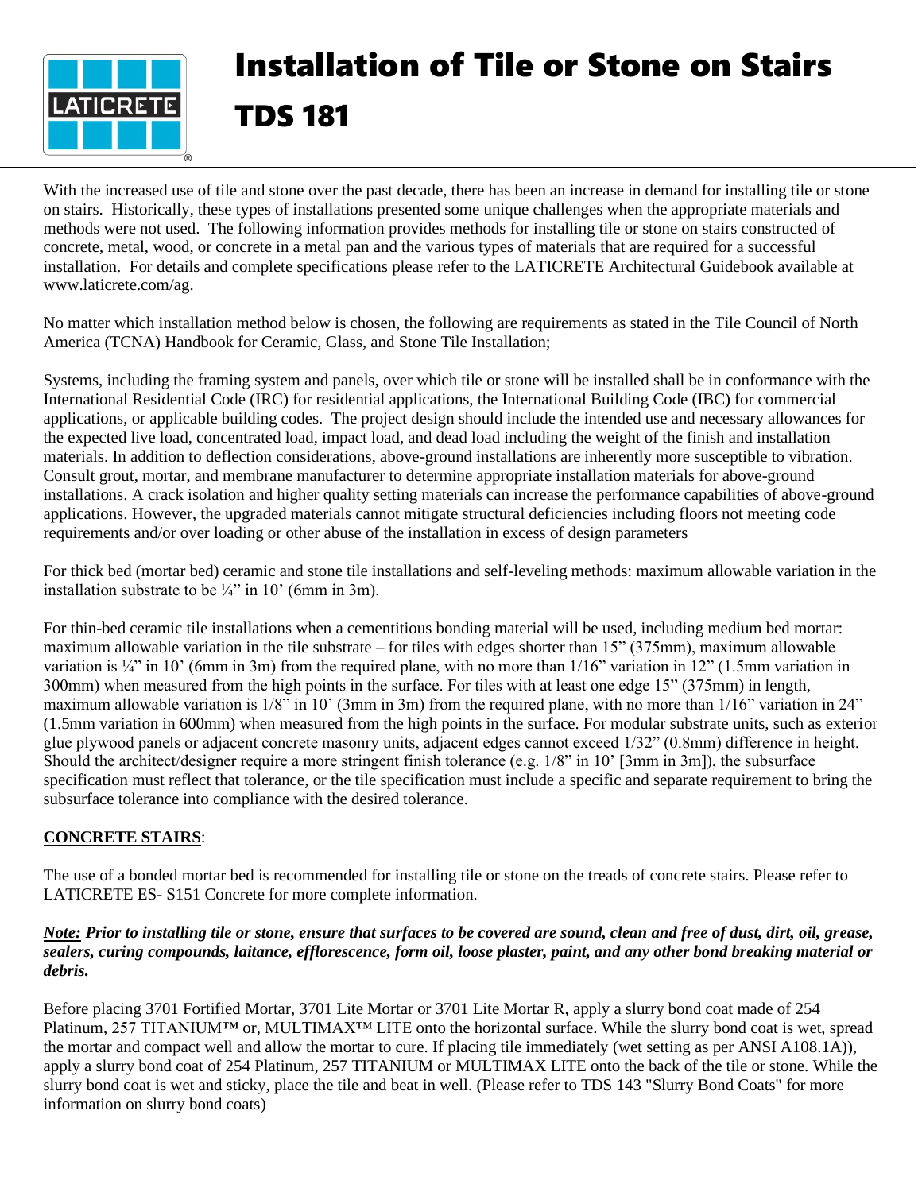# Installation of Tile or Stone on Stairs

# TDS 181

With the increased use of tile and stone over the past decade, there has been an increase in demand for installing tile or stone on stairs. Historically, these types of installations presented some unique challenges when the appropriate materials and methods were not used. The following information provides methods for installing tile or stone on stairs constructed of concrete, metal, wood, or concrete in a metal pan and the various types of materials that are required for a successful installation. For details and complete specifications please refer to the LATICRETE Architectural Guidebook available at www.laticrete.com/ag.

No matter which installation method below is chosen, the following are requirements as stated in the Tile Council of North America (TCNA) Handbook for Ceramic, Glass, and Stone Tile Installation;

Systems, including the framing system and panels, over which tile or stone will be installed shall be in conformance with the International Residential Code (IRC) for residential applications, the International Building Code (IBC) for commercial applications, or applicable building codes. The project design should include the intended use and necessary allowances for the expected live load, concentrated load, impact load, and dead load including the weight of the finish and installation materials. In addition to deflection considerations, above-ground installations are inherently more susceptible to vibration. Consult grout, mortar, and membrane manufacturer to determine appropriate installation materials for above-ground installations. A crack isolation and higher quality setting materials can increase the performance capabilities of above-ground applications. However, the upgraded materials cannot mitigate structural deficiencies including floors not meeting code requirements and/or over loading or other abuse of the installation in excess of design parameters

For thick bed (mortar bed) ceramic and stone tile installations and self-leveling methods: maximum allowable variation in the installation substrate to be ¼" in 10' (6mm in 3m).

For thin-bed ceramic tile installations when a cementitious bonding material will be used, including medium bed mortar: maximum allowable variation in the tile substrate – for tiles with edges shorter than 15" (375mm), maximum allowable variation is ¼" in 10' (6mm in 3m) from the required plane, with no more than 1/16" variation in 12" (1.5mm variation in 300mm) when measured from the high points in the surface. For tiles with at least one edge 15" (375mm) in length, maximum allowable variation is 1/8" in 10' (3mm in 3m) from the required plane, with no more than 1/16" variation in 24" (1.5mm variation in 600mm) when measured from the high points in the surface. For modular substrate units, such as exterior glue plywood panels or adjacent concrete masonry units, adjacent edges cannot exceed 1/32" (0.8mm) difference in height. Should the architect/designer require a more stringent finish tolerance (e.g. 1/8" in 10' [3mm in 3m]), the subsurface specification must reflect that tolerance, or the tile specification must include a specific and separate requirement to bring the subsurface tolerance into compliance with the desired tolerance.

**CONCRETE STAIRS**:

The use of a bonded mortar bed is recommended for installing tile or stone on the treads of concrete stairs. Please refer to LATICRETE ES- S151 Concrete for more complete information.

***Note:* Prior to installing tile or stone, ensure that surfaces to be covered are sound, clean and free of dust, dirt, oil, grease, sealers, curing compounds, laitance, efflorescence, form oil, loose plaster, paint, and any other bond breaking material or debris.**

Before placing 3701 Fortified Mortar, 3701 Lite Mortar or 3701 Lite Mortar R, apply a slurry bond coat made of 254 Platinum, 257 TITANIUM™ or, MULTIMAX™ LITE onto the horizontal surface. While the slurry bond coat is wet, spread the mortar and compact well and allow the mortar to cure. If placing tile immediately (wet setting as per ANSI A108.1A)), apply a slurry bond coat of 254 Platinum, 257 TITANIUM or MULTIMAX LITE onto the back of the tile or stone. While the slurry bond coat is wet and sticky, place the tile and beat in well. (Please refer to TDS 143 "Slurry Bond Coats" for more information on slurry bond coats)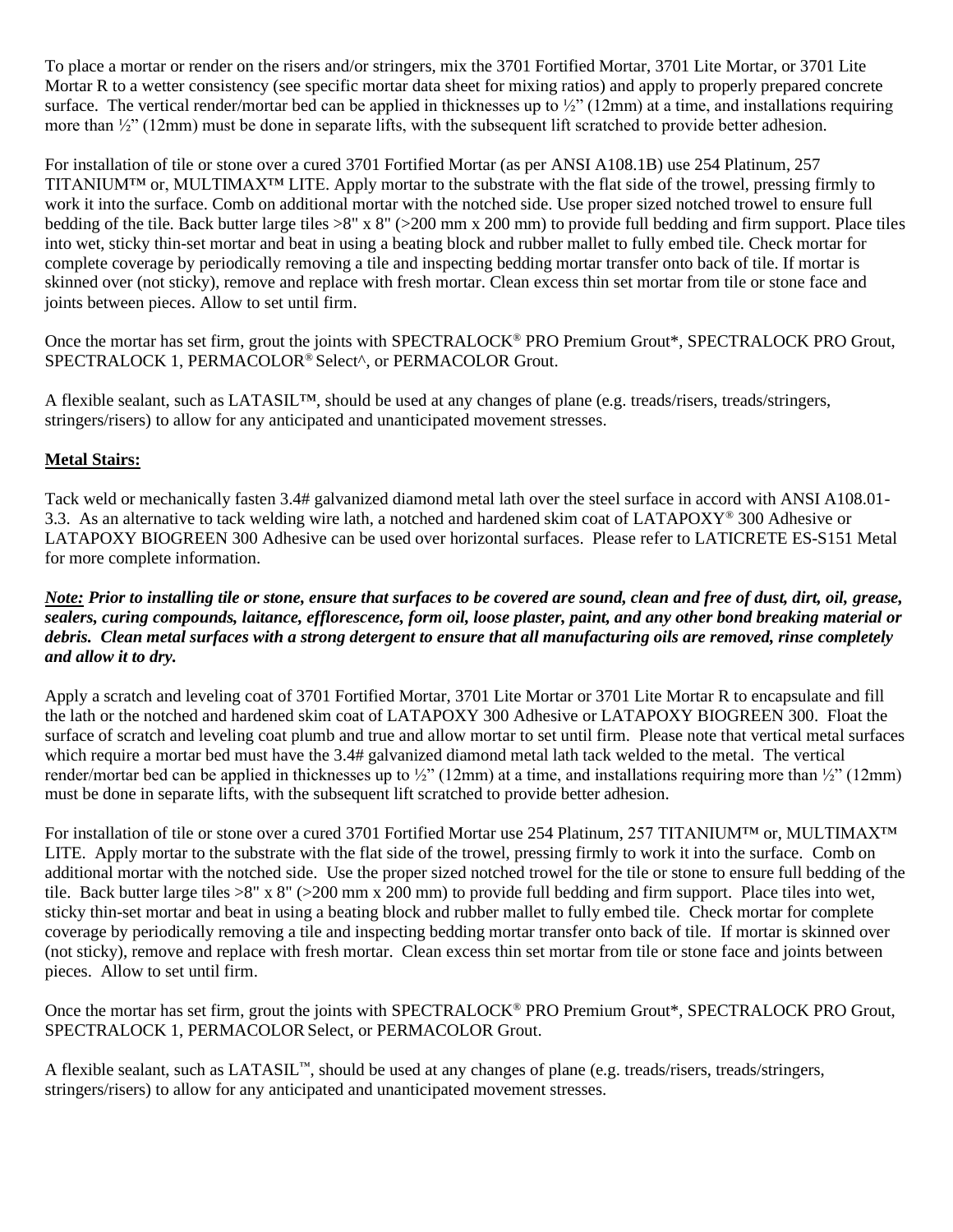To place a mortar or render on the risers and/or stringers, mix the 3701 Fortified Mortar, 3701 Lite Mortar, or 3701 Lite Mortar R to a wetter consistency (see specific mortar data sheet for mixing ratios) and apply to properly prepared concrete surface. The vertical render/mortar bed can be applied in thicknesses up to ½" (12mm) at a time, and installations requiring more than ½" (12mm) must be done in separate lifts, with the subsequent lift scratched to provide better adhesion.

For installation of tile or stone over a cured 3701 Fortified Mortar (as per ANSI A108.1B) use 254 Platinum, 257 TITANIUM™ or, MULTIMAX™ LITE. Apply mortar to the substrate with the flat side of the trowel, pressing firmly to work it into the surface. Comb on additional mortar with the notched side. Use proper sized notched trowel to ensure full bedding of the tile. Back butter large tiles >8" x 8" (>200 mm x 200 mm) to provide full bedding and firm support. Place tiles into wet, sticky thin-set mortar and beat in using a beating block and rubber mallet to fully embed tile. Check mortar for complete coverage by periodically removing a tile and inspecting bedding mortar transfer onto back of tile. If mortar is skinned over (not sticky), remove and replace with fresh mortar. Clean excess thin set mortar from tile or stone face and joints between pieces. Allow to set until firm.

Once the mortar has set firm, grout the joints with SPECTRALOCK® PRO Premium Grout*, SPECTRALOCK PRO Grout, SPECTRALOCK 1, PERMACOLOR® Select^, or PERMACOLOR Grout.

A flexible sealant, such as LATASIL™, should be used at any changes of plane (e.g. treads/risers, treads/stringers, stringers/risers) to allow for any anticipated and unanticipated movement stresses.

**Metal Stairs:**

Tack weld or mechanically fasten 3.4# galvanized diamond metal lath over the steel surface in accord with ANSI A108.01-3.3. As an alternative to tack welding wire lath, a notched and hardened skim coat of LATAPOXY® 300 Adhesive or LATAPOXY BIOGREEN 300 Adhesive can be used over horizontal surfaces. Please refer to LATICRETE ES-S151 Metal for more complete information.

***Note:* Prior to installing tile or stone, ensure that surfaces to be covered are sound, clean and free of dust, dirt, oil, grease, sealers, curing compounds, laitance, efflorescence, form oil, loose plaster, paint, and any other bond breaking material or debris. Clean metal surfaces with a strong detergent to ensure that all manufacturing oils are removed, rinse completely and allow it to dry.**

Apply a scratch and leveling coat of 3701 Fortified Mortar, 3701 Lite Mortar or 3701 Lite Mortar R to encapsulate and fill the lath or the notched and hardened skim coat of LATAPOXY 300 Adhesive or LATAPOXY BIOGREEN 300. Float the surface of scratch and leveling coat plumb and true and allow mortar to set until firm. Please note that vertical metal surfaces which require a mortar bed must have the 3.4# galvanized diamond metal lath tack welded to the metal. The vertical render/mortar bed can be applied in thicknesses up to ½" (12mm) at a time, and installations requiring more than ½" (12mm) must be done in separate lifts, with the subsequent lift scratched to provide better adhesion.

For installation of tile or stone over a cured 3701 Fortified Mortar use 254 Platinum, 257 TITANIUM™ or, MULTIMAX™ LITE. Apply mortar to the substrate with the flat side of the trowel, pressing firmly to work it into the surface. Comb on additional mortar with the notched side. Use the proper sized notched trowel for the tile or stone to ensure full bedding of the tile. Back butter large tiles >8" x 8" (>200 mm x 200 mm) to provide full bedding and firm support. Place tiles into wet, sticky thin-set mortar and beat in using a beating block and rubber mallet to fully embed tile. Check mortar for complete coverage by periodically removing a tile and inspecting bedding mortar transfer onto back of tile. If mortar is skinned over (not sticky), remove and replace with fresh mortar. Clean excess thin set mortar from tile or stone face and joints between pieces. Allow to set until firm.

Once the mortar has set firm, grout the joints with SPECTRALOCK® PRO Premium Grout*, SPECTRALOCK PRO Grout, SPECTRALOCK 1, PERMACOLOR Select, or PERMACOLOR Grout.

A flexible sealant, such as LATASIL™, should be used at any changes of plane (e.g. treads/risers, treads/stringers, stringers/risers) to allow for any anticipated and unanticipated movement stresses.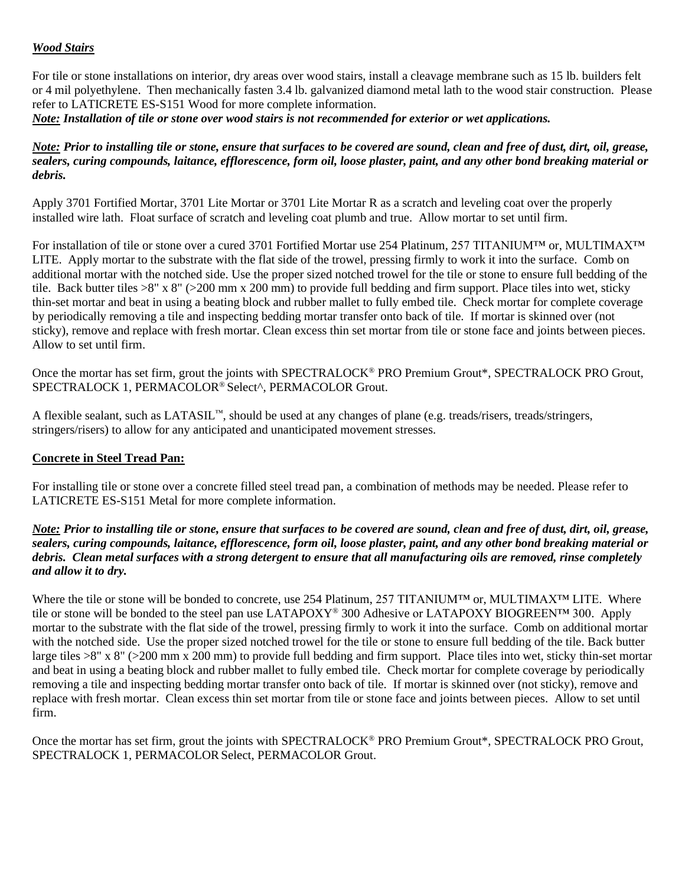***Wood Stairs***

For tile or stone installations on interior, dry areas over wood stairs, install a cleavage membrane such as 15 lb. builders felt or 4 mil polyethylene. Then mechanically fasten 3.4 lb. galvanized diamond metal lath to the wood stair construction. Please refer to LATICRETE ES-S151 Wood for more complete information.
***Note:* Installation of tile or stone over wood stairs is not recommended for exterior or wet applications.**

***Note:* Prior to installing tile or stone, ensure that surfaces to be covered are sound, clean and free of dust, dirt, oil, grease, sealers, curing compounds, laitance, efflorescence, form oil, loose plaster, paint, and any other bond breaking material or debris.**

Apply 3701 Fortified Mortar, 3701 Lite Mortar or 3701 Lite Mortar R as a scratch and leveling coat over the properly installed wire lath. Float surface of scratch and leveling coat plumb and true. Allow mortar to set until firm.

For installation of tile or stone over a cured 3701 Fortified Mortar use 254 Platinum, 257 TITANIUM™ or, MULTIMAX™ LITE. Apply mortar to the substrate with the flat side of the trowel, pressing firmly to work it into the surface. Comb on additional mortar with the notched side. Use the proper sized notched trowel for the tile or stone to ensure full bedding of the tile. Back butter tiles >8" x 8" (>200 mm x 200 mm) to provide full bedding and firm support. Place tiles into wet, sticky thin-set mortar and beat in using a beating block and rubber mallet to fully embed tile. Check mortar for complete coverage by periodically removing a tile and inspecting bedding mortar transfer onto back of tile. If mortar is skinned over (not sticky), remove and replace with fresh mortar. Clean excess thin set mortar from tile or stone face and joints between pieces. Allow to set until firm.

Once the mortar has set firm, grout the joints with SPECTRALOCK® PRO Premium Grout*, SPECTRALOCK PRO Grout, SPECTRALOCK 1, PERMACOLOR® Select^, PERMACOLOR Grout.

A flexible sealant, such as LATASIL™, should be used at any changes of plane (e.g. treads/risers, treads/stringers, stringers/risers) to allow for any anticipated and unanticipated movement stresses.

**Concrete in Steel Tread Pan:**

For installing tile or stone over a concrete filled steel tread pan, a combination of methods may be needed. Please refer to LATICRETE ES-S151 Metal for more complete information.

***Note:* Prior to installing tile or stone, ensure that surfaces to be covered are sound, clean and free of dust, dirt, oil, grease, sealers, curing compounds, laitance, efflorescence, form oil, loose plaster, paint, and any other bond breaking material or debris. Clean metal surfaces with a strong detergent to ensure that all manufacturing oils are removed, rinse completely and allow it to dry.**

Where the tile or stone will be bonded to concrete, use 254 Platinum, 257 TITANIUM™ or, MULTIMAX™ LITE. Where tile or stone will be bonded to the steel pan use LATAPOXY® 300 Adhesive or LATAPOXY BIOGREEN™ 300. Apply mortar to the substrate with the flat side of the trowel, pressing firmly to work it into the surface. Comb on additional mortar with the notched side. Use the proper sized notched trowel for the tile or stone to ensure full bedding of the tile. Back butter large tiles >8" x 8" (>200 mm x 200 mm) to provide full bedding and firm support. Place tiles into wet, sticky thin-set mortar and beat in using a beating block and rubber mallet to fully embed tile. Check mortar for complete coverage by periodically removing a tile and inspecting bedding mortar transfer onto back of tile. If mortar is skinned over (not sticky), remove and replace with fresh mortar. Clean excess thin set mortar from tile or stone face and joints between pieces. Allow to set until firm.

Once the mortar has set firm, grout the joints with SPECTRALOCK® PRO Premium Grout*, SPECTRALOCK PRO Grout, SPECTRALOCK 1, PERMACOLOR Select, PERMACOLOR Grout.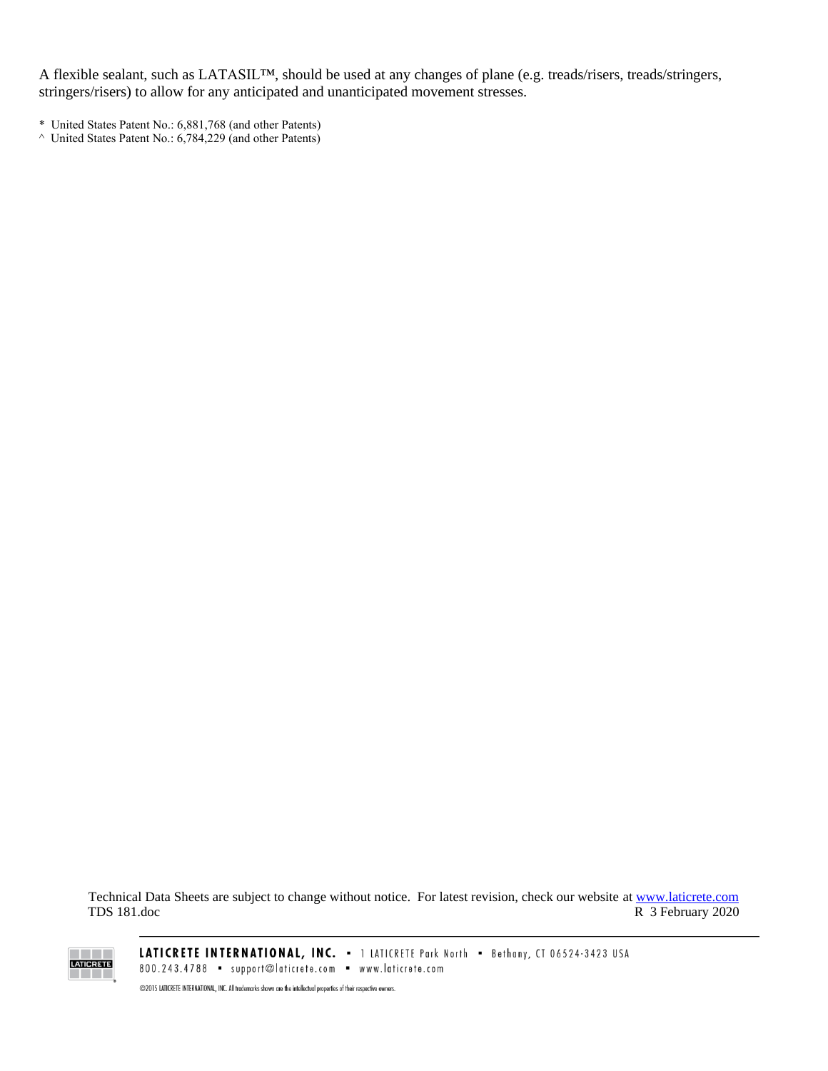A flexible sealant, such as LATASIL™, should be used at any changes of plane (e.g. treads/risers, treads/stringers, stringers/risers) to allow for any anticipated and unanticipated movement stresses.

* United States Patent No.: 6,881,768 (and other Patents)
^ United States Patent No.: 6,784,229 (and other Patents)

Technical Data Sheets are subject to change without notice. For latest revision, check our website at www.laticrete.com
TDS 181.doc R 3 February 2020

**LATICRETE INTERNATIONAL, INC.** ▪ 1 LATICRETE Park North ▪ Bethany, CT 06524-3423 USA
800.243.4788 ▪ support@laticrete.com ▪ www.laticrete.com

©2015 LATICRETE INTERNATIONAL, INC. All trademarks shown are the intellectual properties of their respective owners.